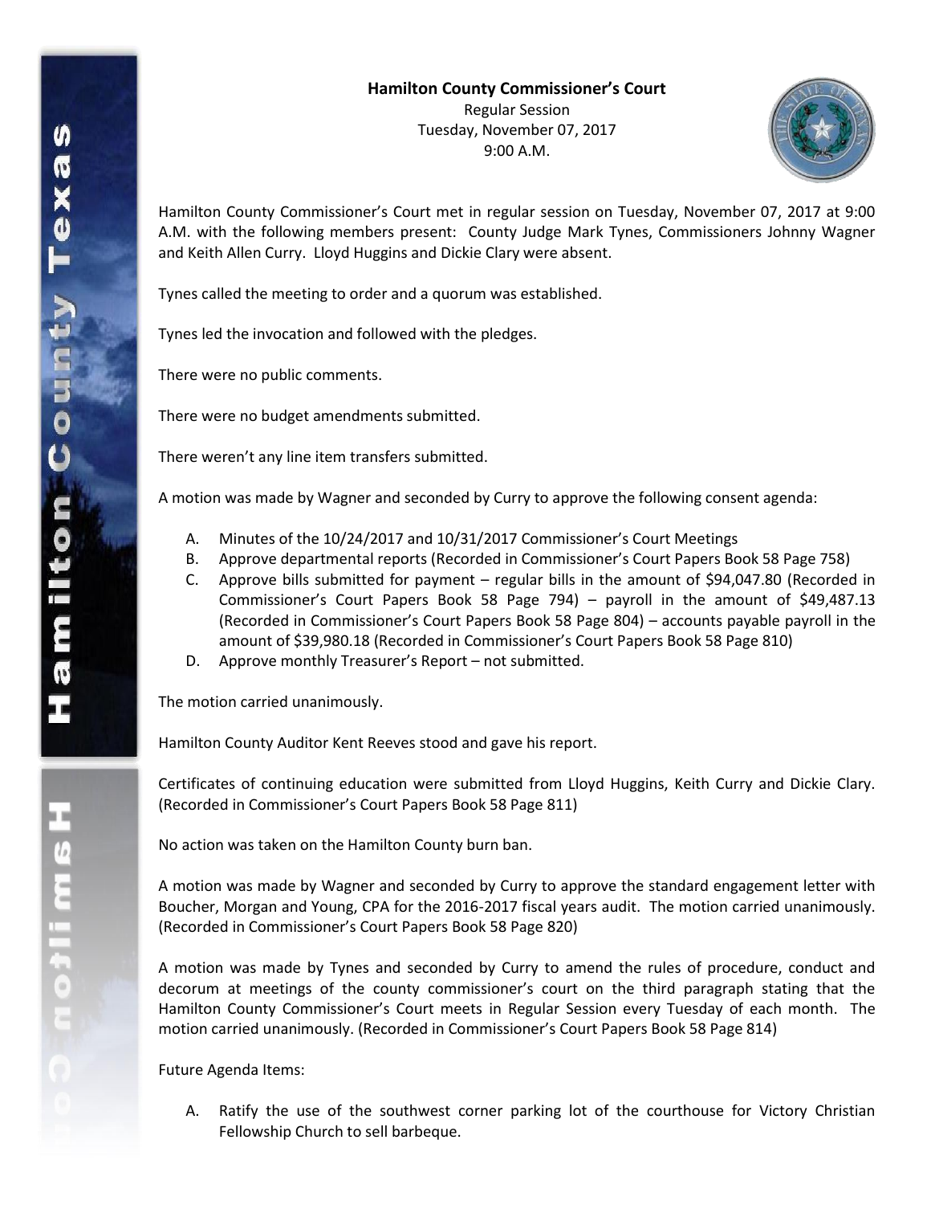# Hamilton County Commissioner's Court

Regular Session
Tuesday, November 07, 2017
9:00 A.M.

Hamilton County Commissioner's Court met in regular session on Tuesday, November 07, 2017 at 9:00 A.M. with the following members present: County Judge Mark Tynes, Commissioners Johnny Wagner and Keith Allen Curry. Lloyd Huggins and Dickie Clary were absent.

Tynes called the meeting to order and a quorum was established.

Tynes led the invocation and followed with the pledges.

There were no public comments.

There were no budget amendments submitted.

There weren't any line item transfers submitted.

A motion was made by Wagner and seconded by Curry to approve the following consent agenda:

A. Minutes of the 10/24/2017 and 10/31/2017 Commissioner's Court Meetings
B. Approve departmental reports (Recorded in Commissioner's Court Papers Book 58 Page 758)
C. Approve bills submitted for payment – regular bills in the amount of $94,047.80 (Recorded in Commissioner's Court Papers Book 58 Page 794) – payroll in the amount of $49,487.13 (Recorded in Commissioner's Court Papers Book 58 Page 804) – accounts payable payroll in the amount of $39,980.18 (Recorded in Commissioner's Court Papers Book 58 Page 810)
D. Approve monthly Treasurer's Report – not submitted.

The motion carried unanimously.

Hamilton County Auditor Kent Reeves stood and gave his report.

Certificates of continuing education were submitted from Lloyd Huggins, Keith Curry and Dickie Clary. (Recorded in Commissioner's Court Papers Book 58 Page 811)

No action was taken on the Hamilton County burn ban.

A motion was made by Wagner and seconded by Curry to approve the standard engagement letter with Boucher, Morgan and Young, CPA for the 2016-2017 fiscal years audit. The motion carried unanimously. (Recorded in Commissioner's Court Papers Book 58 Page 820)

A motion was made by Tynes and seconded by Curry to amend the rules of procedure, conduct and decorum at meetings of the county commissioner's court on the third paragraph stating that the Hamilton County Commissioner's Court meets in Regular Session every Tuesday of each month. The motion carried unanimously. (Recorded in Commissioner's Court Papers Book 58 Page 814)

Future Agenda Items:

A. Ratify the use of the southwest corner parking lot of the courthouse for Victory Christian Fellowship Church to sell barbeque.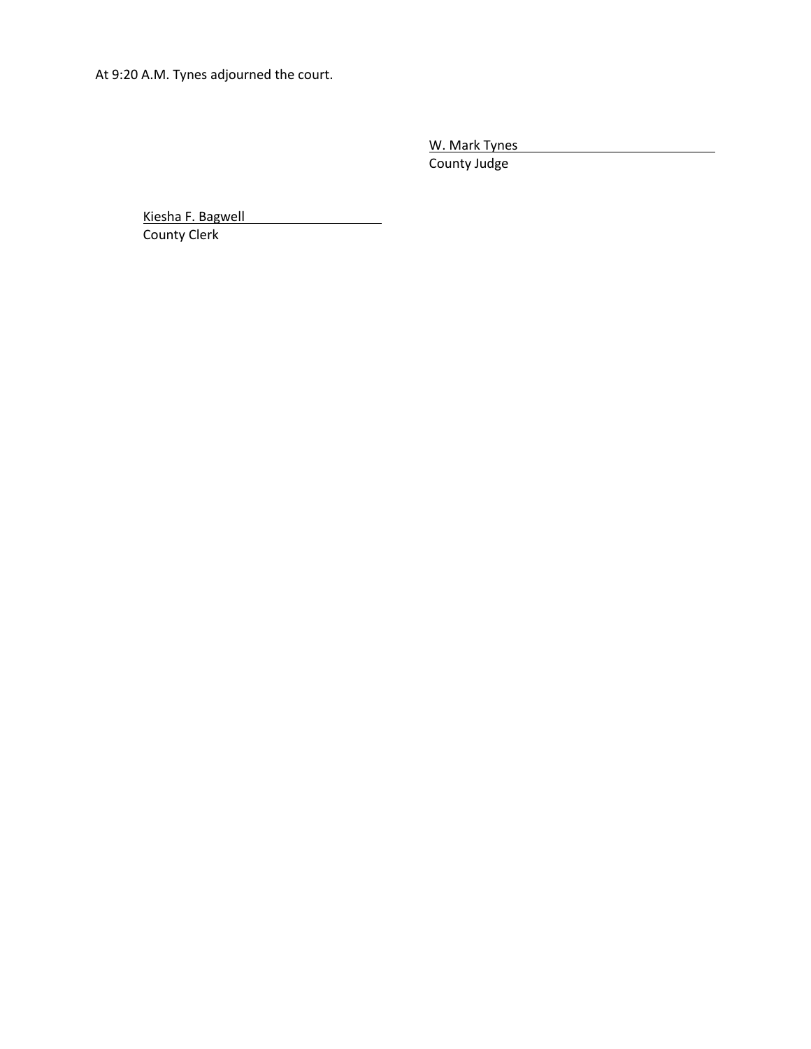At 9:20 A.M. Tynes adjourned the court.

W. Mark Tynes
County Judge

Kiesha F. Bagwell
County Clerk